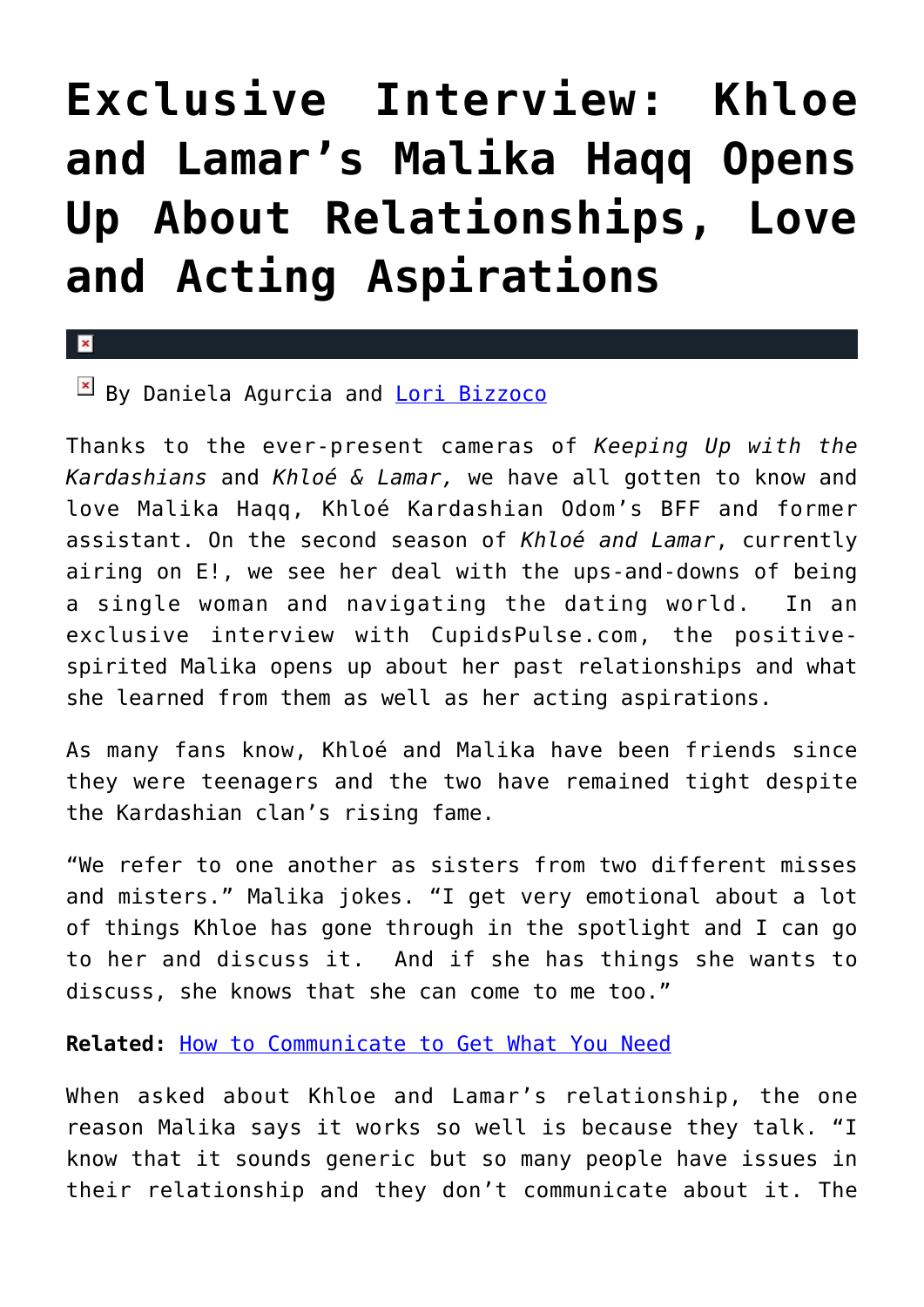# Exclusive Interview: Khloe and Lamar's Malika Haqq Opens Up About Relationships, Love and Acting Aspirations

By Daniela Agurcia and Lori Bizzoco

Thanks to the ever-present cameras of *Keeping Up with the Kardashians* and *Khloé & Lamar,* we have all gotten to know and love Malika Haqq, Khloé Kardashian Odom's BFF and former assistant. On the second season of *Khloé and Lamar*, currently airing on E!, we see her deal with the ups-and-downs of being a single woman and navigating the dating world. In an exclusive interview with CupidsPulse.com, the positive-spirited Malika opens up about her past relationships and what she learned from them as well as her acting aspirations.

As many fans know, Khloé and Malika have been friends since they were teenagers and the two have remained tight despite the Kardashian clan's rising fame.

"We refer to one another as sisters from two different misses and misters." Malika jokes. "I get very emotional about a lot of things Khloe has gone through in the spotlight and I can go to her and discuss it. And if she has things she wants to discuss, she knows that she can come to me too."

**Related:** How to Communicate to Get What You Need

When asked about Khloe and Lamar's relationship, the one reason Malika says it works so well is because they talk. "I know that it sounds generic but so many people have issues in their relationship and they don't communicate about it. The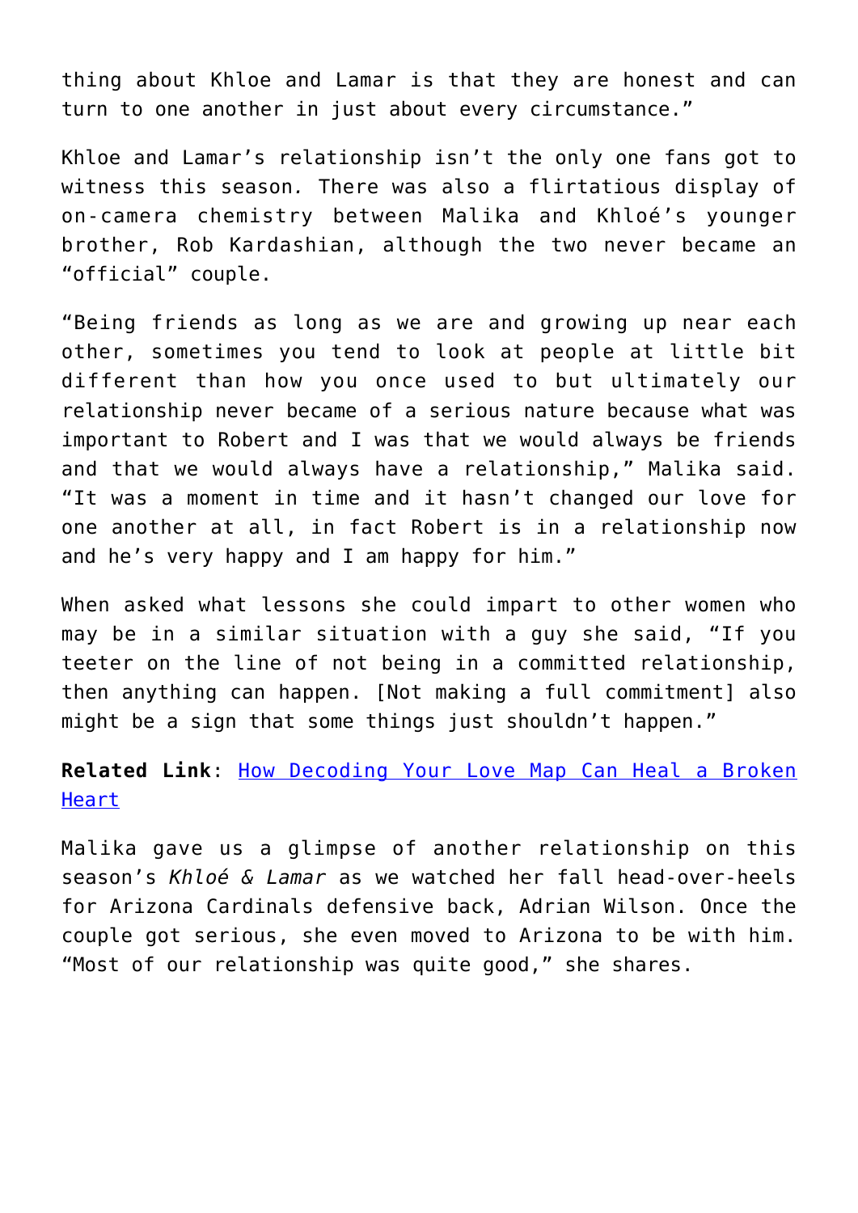thing about Khloe and Lamar is that they are honest and can turn to one another in just about every circumstance."

Khloe and Lamar's relationship isn't the only one fans got to witness this season. There was also a flirtatious display of on-camera chemistry between Malika and Khloé's younger brother, Rob Kardashian, although the two never became an "official" couple.

"Being friends as long as we are and growing up near each other, sometimes you tend to look at people at little bit different than how you once used to but ultimately our relationship never became of a serious nature because what was important to Robert and I was that we would always be friends and that we would always have a relationship," Malika said. "It was a moment in time and it hasn't changed our love for one another at all, in fact Robert is in a relationship now and he's very happy and I am happy for him."

When asked what lessons she could impart to other women who may be in a similar situation with a guy she said, "If you teeter on the line of not being in a committed relationship, then anything can happen. [Not making a full commitment] also might be a sign that some things just shouldn't happen."

**Related Link**: How Decoding Your Love Map Can Heal a Broken Heart

Malika gave us a glimpse of another relationship on this season's *Khloé & Lamar* as we watched her fall head-over-heels for Arizona Cardinals defensive back, Adrian Wilson. Once the couple got serious, she even moved to Arizona to be with him. "Most of our relationship was quite good," she shares.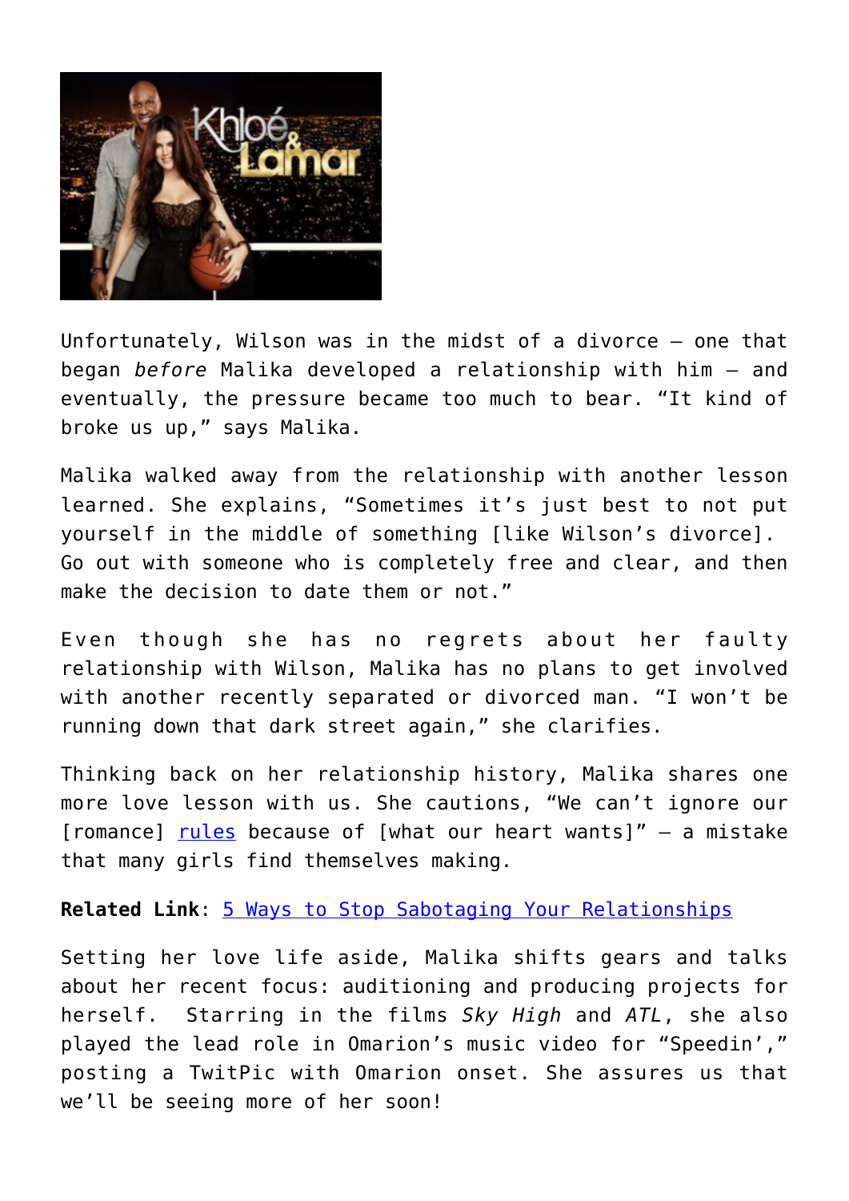Unfortunately, Wilson was in the midst of a divorce — one that began *before* Malika developed a relationship with him — and eventually, the pressure became too much to bear. “It kind of broke us up,” says Malika.

Malika walked away from the relationship with another lesson learned. She explains, “Sometimes it’s just best to not put yourself in the middle of something [like Wilson’s divorce]. Go out with someone who is completely free and clear, and then make the decision to date them or not.”

Even though she has no regrets about her faulty relationship with Wilson, Malika has no plans to get involved with another recently separated or divorced man. “I won’t be running down that dark street again,” she clarifies.

Thinking back on her relationship history, Malika shares one more love lesson with us. She cautions, “We can’t ignore our [romance] [rules](#) because of [what our heart wants]” — a mistake that many girls find themselves making.

**Related Link**: [5 Ways to Stop Sabotaging Your Relationships](#)

Setting her love life aside, Malika shifts gears and talks about her recent focus: auditioning and producing projects for herself. Starring in the films *Sky High* and *ATL*, she also played the lead role in Omarion’s music video for “Speedin’,” posting a TwitPic with Omarion onset. She assures us that we’ll be seeing more of her soon!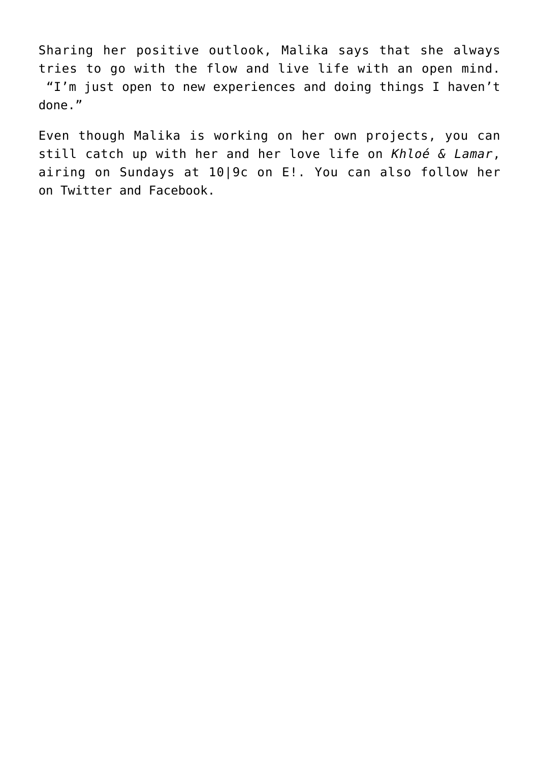Sharing her positive outlook, Malika says that she always tries to go with the flow and live life with an open mind. "I'm just open to new experiences and doing things I haven't done."

Even though Malika is working on her own projects, you can still catch up with her and her love life on *Khloé & Lamar*, airing on Sundays at 10|9c on E!. You can also follow her on Twitter and Facebook.